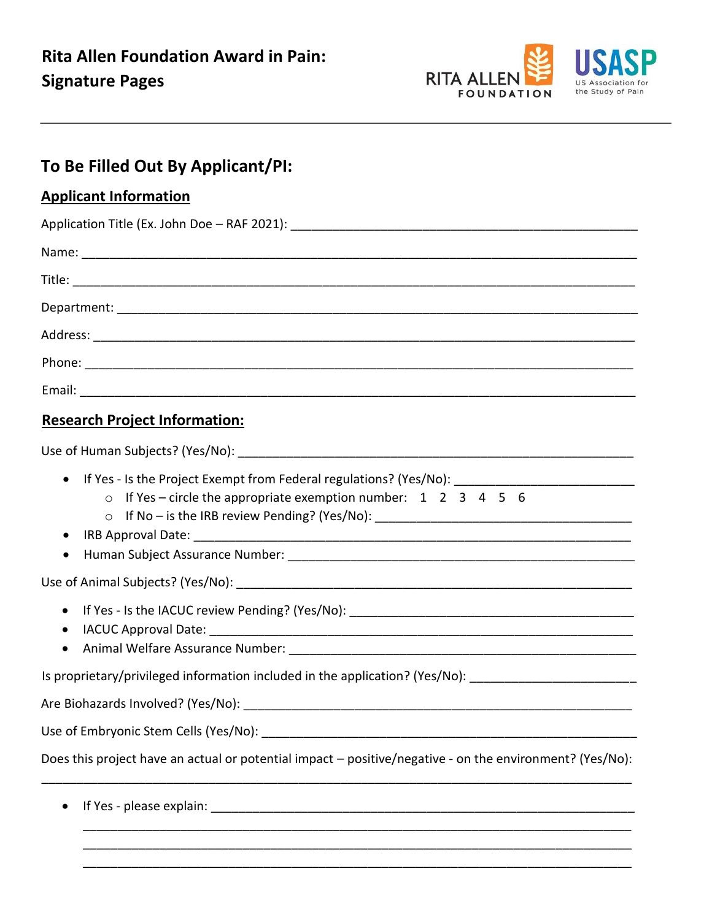# Rita Allen Foundation Award in Pain: Signature Pages

RITA ALLEN FOUNDATION

USASP US Association for the Study of Pain

## To Be Filled Out By Applicant/PI:

### Applicant Information

Application Title (Ex. John Doe – RAF 2021): ____________________________________________

Name: ____________________________________________________________________________

Title: _____________________________________________________________________________

Department: _______________________________________________________________________

Address: __________________________________________________________________________

Phone: ___________________________________________________________________________

Email: ____________________________________________________________________________

### Research Project Information:

Use of Human Subjects? (Yes/No): ______________________________________________________

- If Yes - Is the Project Exempt from Federal regulations? (Yes/No): _______________________
  - If Yes – circle the appropriate exemption number: 1 2 3 4 5 6
  - If No – is the IRB review Pending? (Yes/No): ________________________________
- IRB Approval Date: _______________________________________________________________
- Human Subject Assurance Number: ___________________________________________________

Use of Animal Subjects? (Yes/No): _____________________________________________________

- If Yes - Is the IACUC review Pending? (Yes/No): ______________________________________
- IACUC Approval Date: _____________________________________________________________
- Animal Welfare Assurance Number: __________________________________________________

Is proprietary/privileged information included in the application? (Yes/No): ______________________

Are Biohazards Involved? (Yes/No): ____________________________________________________

Use of Embryonic Stem Cells (Yes/No): __________________________________________________

Does this project have an actual or potential impact – positive/negative - on the environment? (Yes/No):

__________________________________________________________________________________

- If Yes - please explain: ____________________________________________________________

  ___________________________________________________________________________________

  ___________________________________________________________________________________

  ___________________________________________________________________________________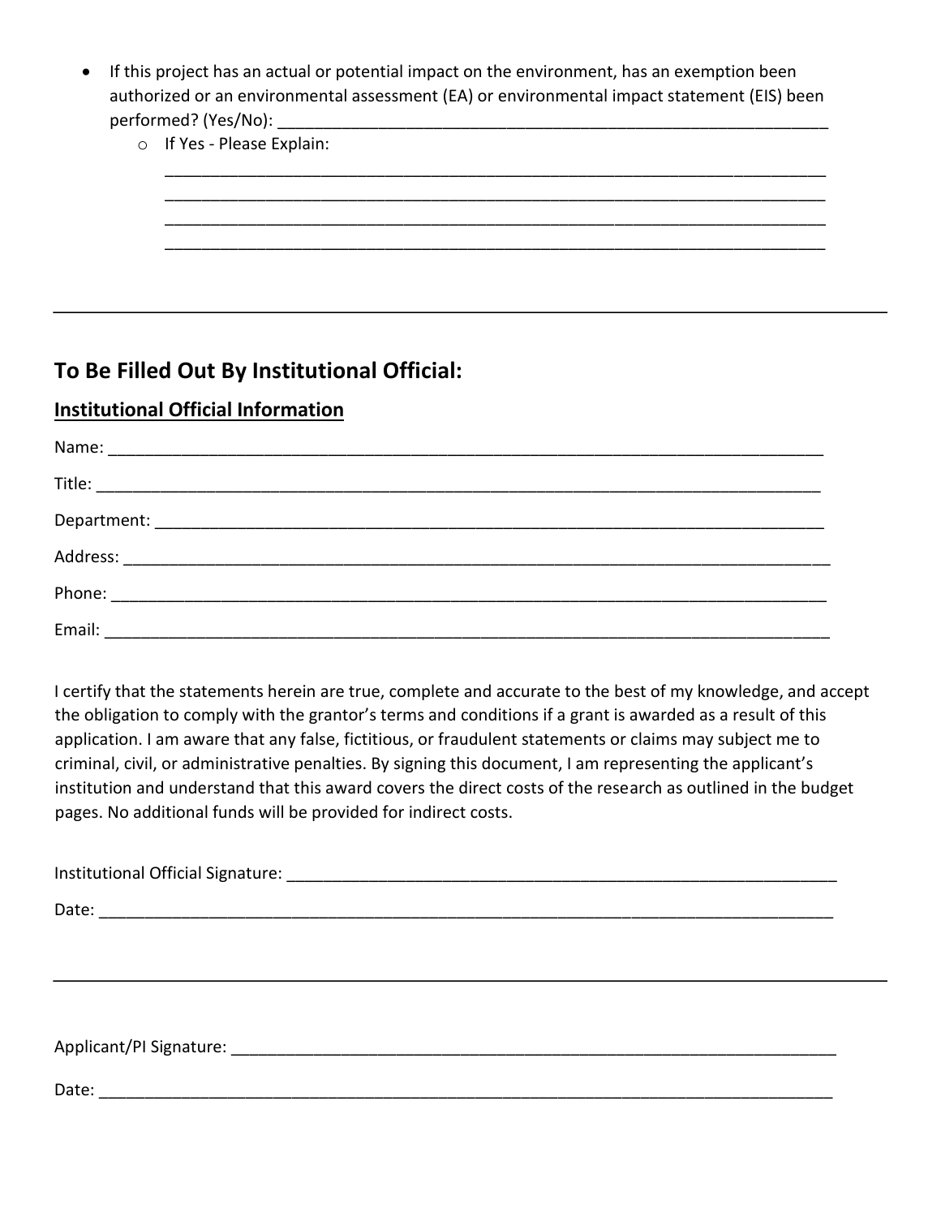- If this project has an actual or potential impact on the environment, has an exemption been authorized or an environmental assessment (EA) or environmental impact statement (EIS) been performed? (Yes/No): ______________________________________________________________
  - If Yes - Please Explain:
    ____________________________________________________________________________
    ____________________________________________________________________________
    ____________________________________________________________________________
    ____________________________________________________________________________

---

## To Be Filled Out By Institutional Official:

### Institutional Official Information

Name: ________________________________________________________________________________

Title: ________________________________________________________________________________

Department: ___________________________________________________________________________

Address: _____________________________________________________________________________

Phone: _______________________________________________________________________________

Email: _______________________________________________________________________________

I certify that the statements herein are true, complete and accurate to the best of my knowledge, and accept the obligation to comply with the grantor's terms and conditions if a grant is awarded as a result of this application. I am aware that any false, fictitious, or fraudulent statements or claims may subject me to criminal, civil, or administrative penalties. By signing this document, I am representing the applicant's institution and understand that this award covers the direct costs of the research as outlined in the budget pages. No additional funds will be provided for indirect costs.

Institutional Official Signature: ______________________________________________________________

Date: ________________________________________________________________________________

---

Applicant/PI Signature: ______________________________________________________________________

Date: ________________________________________________________________________________